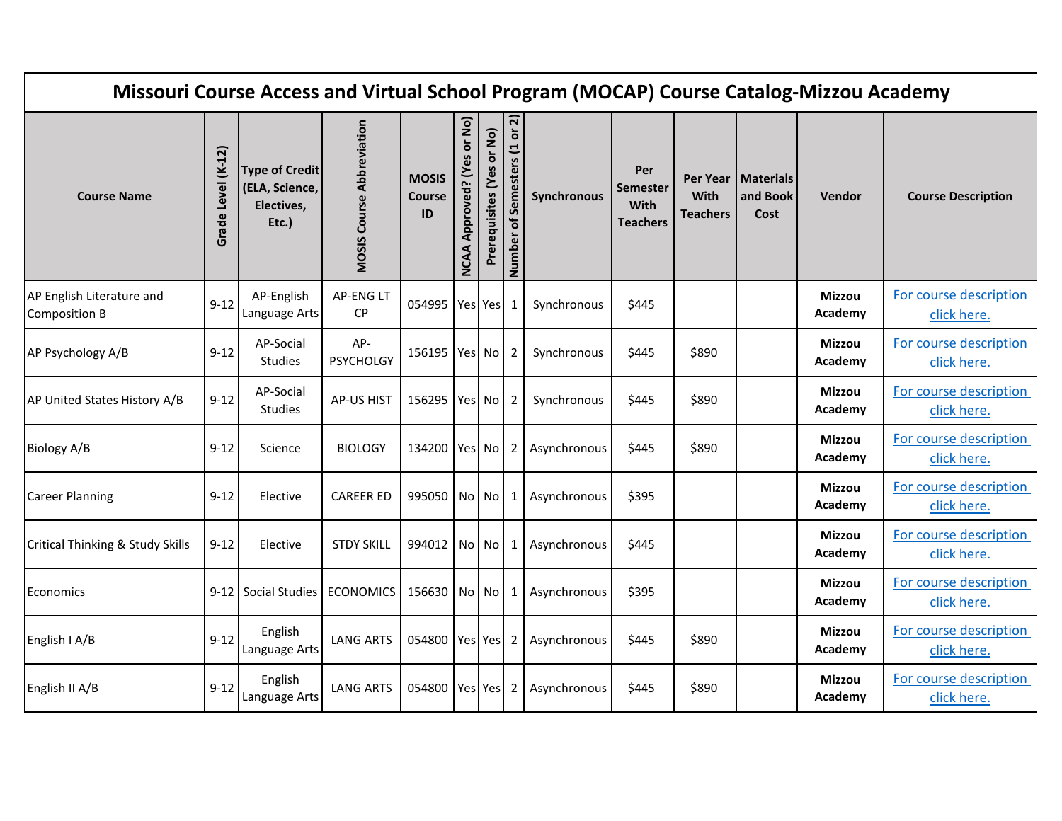# Missouri Course Access and Virtual School Program (MOCAP) Course Catalog-Mizzou Academy

| Course Name | Grade Level (K-12) | Type of Credit (ELA, Science, Electives, Etc.) | MOSIS Course Abbreviation | MOSIS Course ID | NCAA Approved? (Yes or No) | Prerequisites (Yes or No) | Number of Semesters (1 or 2) | Synchronous | Per Semester With Teachers | Per Year With Teachers | Materials and Book Cost | Vendor | Course Description |
|---|---|---|---|---|---|---|---|---|---|---|---|---|---|
| AP English Literature and Composition B | 9-12 | AP-English Language Arts | AP-ENG LT CP | 054995 | Yes | Yes | 1 | Synchronous | $445 | | | **Mizzou Academy** | For course description click here. |
| AP Psychology A/B | 9-12 | AP-Social Studies | AP-PSYCHOLGY | 156195 | Yes | No | 2 | Synchronous | $445 | $890 | | **Mizzou Academy** | For course description click here. |
| AP United States History A/B | 9-12 | AP-Social Studies | AP-US HIST | 156295 | Yes | No | 2 | Synchronous | $445 | $890 | | **Mizzou Academy** | For course description click here. |
| Biology A/B | 9-12 | Science | BIOLOGY | 134200 | Yes | No | 2 | Asynchronous | $445 | $890 | | **Mizzou Academy** | For course description click here. |
| Career Planning | 9-12 | Elective | CAREER ED | 995050 | No | No | 1 | Asynchronous | $395 | | | **Mizzou Academy** | For course description click here. |
| Critical Thinking & Study Skills | 9-12 | Elective | STDY SKILL | 994012 | No | No | 1 | Asynchronous | $445 | | | **Mizzou Academy** | For course description click here. |
| Economics | 9-12 | Social Studies | ECONOMICS | 156630 | No | No | 1 | Asynchronous | $395 | | | **Mizzou Academy** | For course description click here. |
| English I A/B | 9-12 | English Language Arts | LANG ARTS | 054800 | Yes | Yes | 2 | Asynchronous | $445 | $890 | | **Mizzou Academy** | For course description click here. |
| English II A/B | 9-12 | English Language Arts | LANG ARTS | 054800 | Yes | Yes | 2 | Asynchronous | $445 | $890 | | **Mizzou Academy** | For course description click here. |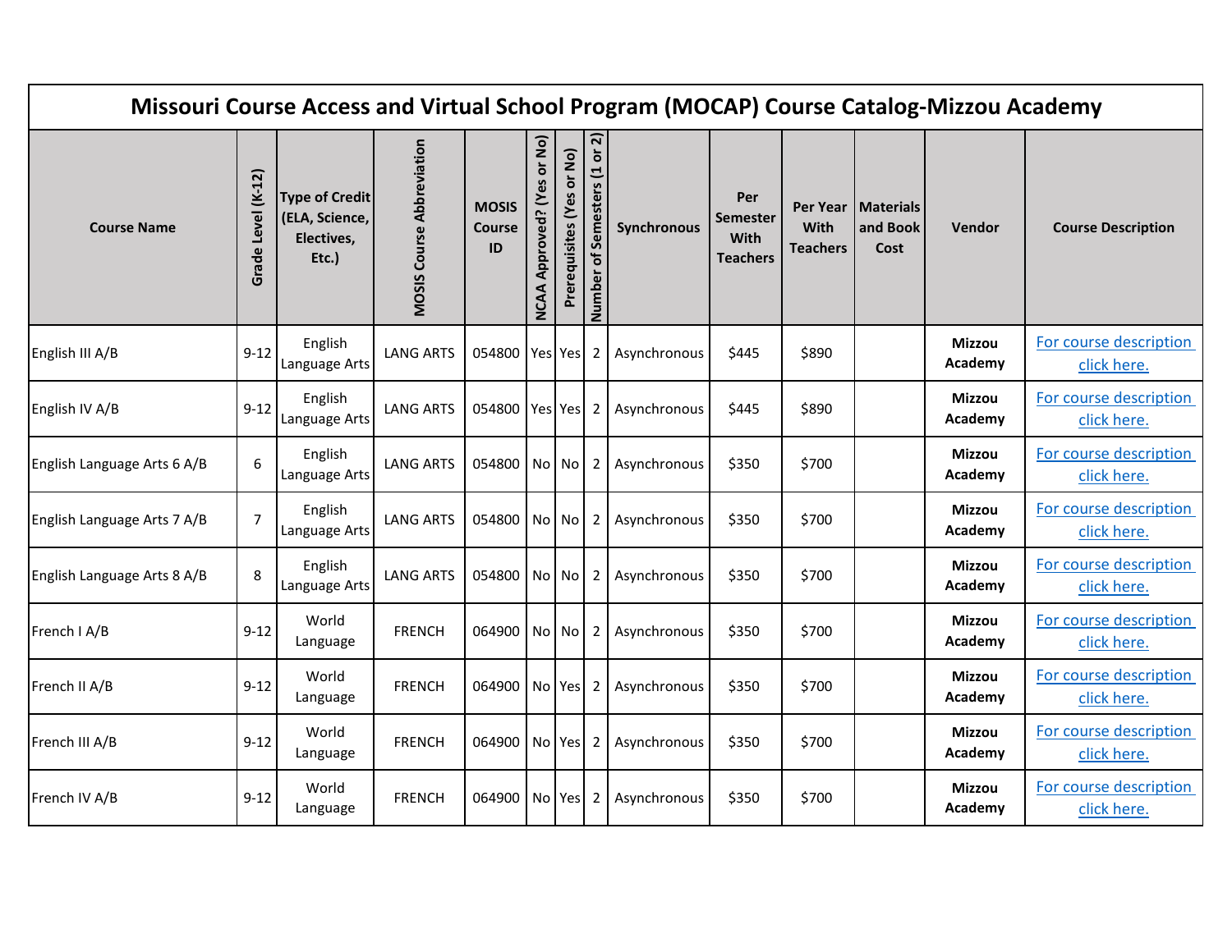| Missouri Course Access and Virtual School Program (MOCAP) Course Catalog-Mizzou Academy | | | | | | | | | | | | | |
|---|---|---|---|---|---|---|---|---|---|---|---|---|---|
| **Course Name** | **Grade Level (K-12)** | **Type of Credit (ELA, Science, Electives, Etc.)** | **MOSIS Course Abbreviation** | **MOSIS Course ID** | **NCAA Approved? (Yes or No)** | **Prerequisites (Yes or No)** | **Number of Semesters (1 or 2)** | **Synchronous** | **Per Semester With Teachers** | **Per Year With Teachers** | **Materials and Book Cost** | **Vendor** | **Course Description** |
| English III A/B | 9-12 | English Language Arts | LANG ARTS | 054800 | Yes | Yes | 2 | Asynchronous | $445 | $890 | | **Mizzou Academy** | For course description click here. |
| English IV A/B | 9-12 | English Language Arts | LANG ARTS | 054800 | Yes | Yes | 2 | Asynchronous | $445 | $890 | | **Mizzou Academy** | For course description click here. |
| English Language Arts 6 A/B | 6 | English Language Arts | LANG ARTS | 054800 | No | No | 2 | Asynchronous | $350 | $700 | | **Mizzou Academy** | For course description click here. |
| English Language Arts 7 A/B | 7 | English Language Arts | LANG ARTS | 054800 | No | No | 2 | Asynchronous | $350 | $700 | | **Mizzou Academy** | For course description click here. |
| English Language Arts 8 A/B | 8 | English Language Arts | LANG ARTS | 054800 | No | No | 2 | Asynchronous | $350 | $700 | | **Mizzou Academy** | For course description click here. |
| French I A/B | 9-12 | World Language | FRENCH | 064900 | No | No | 2 | Asynchronous | $350 | $700 | | **Mizzou Academy** | For course description click here. |
| French II A/B | 9-12 | World Language | FRENCH | 064900 | No | Yes | 2 | Asynchronous | $350 | $700 | | **Mizzou Academy** | For course description click here. |
| French III A/B | 9-12 | World Language | FRENCH | 064900 | No | Yes | 2 | Asynchronous | $350 | $700 | | **Mizzou Academy** | For course description click here. |
| French IV A/B | 9-12 | World Language | FRENCH | 064900 | No | Yes | 2 | Asynchronous | $350 | $700 | | **Mizzou Academy** | For course description click here. |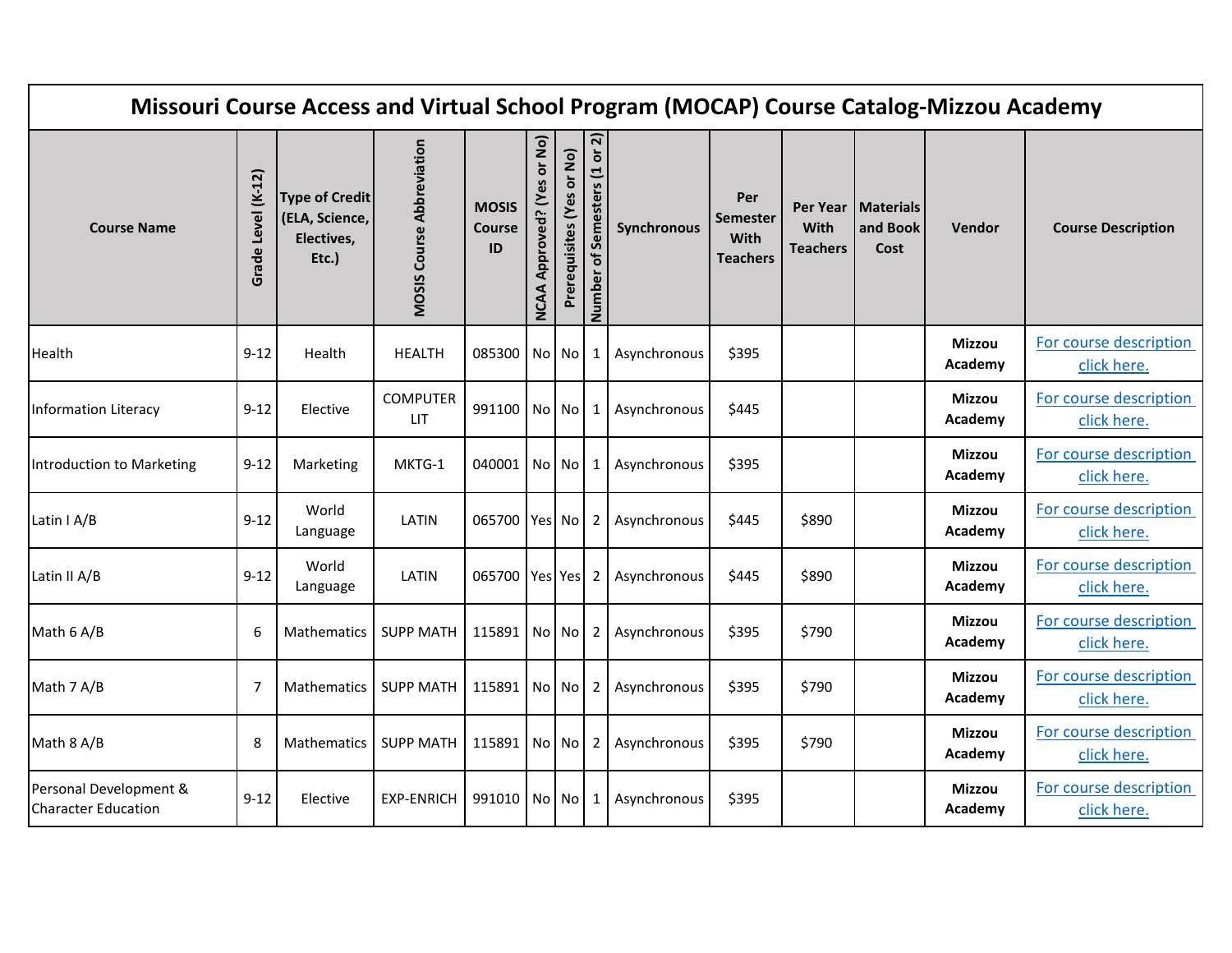| Missouri Course Access and Virtual School Program (MOCAP) Course Catalog-Mizzou Academy | | | | | | | | | | | | | |
|---|---|---|---|---|---|---|---|---|---|---|---|---|---|
| Course Name | Grade Level (K-12) | Type of Credit (ELA, Science, Electives, Etc.) | MOSIS Course Abbreviation | MOSIS Course ID | NCAA Approved? (Yes or No) | Prerequisites (Yes or No) | Number of Semesters (1 or 2) | Synchronous | Per Semester With Teachers | Per Year With Teachers | Materials and Book Cost | Vendor | Course Description |
| Health | 9-12 | Health | HEALTH | 085300 | No | No | 1 | Asynchronous | $395 | | | **Mizzou Academy** | For course description click here. |
| Information Literacy | 9-12 | Elective | COMPUTER LIT | 991100 | No | No | 1 | Asynchronous | $445 | | | **Mizzou Academy** | For course description click here. |
| Introduction to Marketing | 9-12 | Marketing | MKTG-1 | 040001 | No | No | 1 | Asynchronous | $395 | | | **Mizzou Academy** | For course description click here. |
| Latin I A/B | 9-12 | World Language | LATIN | 065700 | Yes | No | 2 | Asynchronous | $445 | $890 | | **Mizzou Academy** | For course description click here. |
| Latin II A/B | 9-12 | World Language | LATIN | 065700 | Yes | Yes | 2 | Asynchronous | $445 | $890 | | **Mizzou Academy** | For course description click here. |
| Math 6 A/B | 6 | Mathematics | SUPP MATH | 115891 | No | No | 2 | Asynchronous | $395 | $790 | | **Mizzou Academy** | For course description click here. |
| Math 7 A/B | 7 | Mathematics | SUPP MATH | 115891 | No | No | 2 | Asynchronous | $395 | $790 | | **Mizzou Academy** | For course description click here. |
| Math 8 A/B | 8 | Mathematics | SUPP MATH | 115891 | No | No | 2 | Asynchronous | $395 | $790 | | **Mizzou Academy** | For course description click here. |
| Personal Development & Character Education | 9-12 | Elective | EXP-ENRICH | 991010 | No | No | 1 | Asynchronous | $395 | | | **Mizzou Academy** | For course description click here. |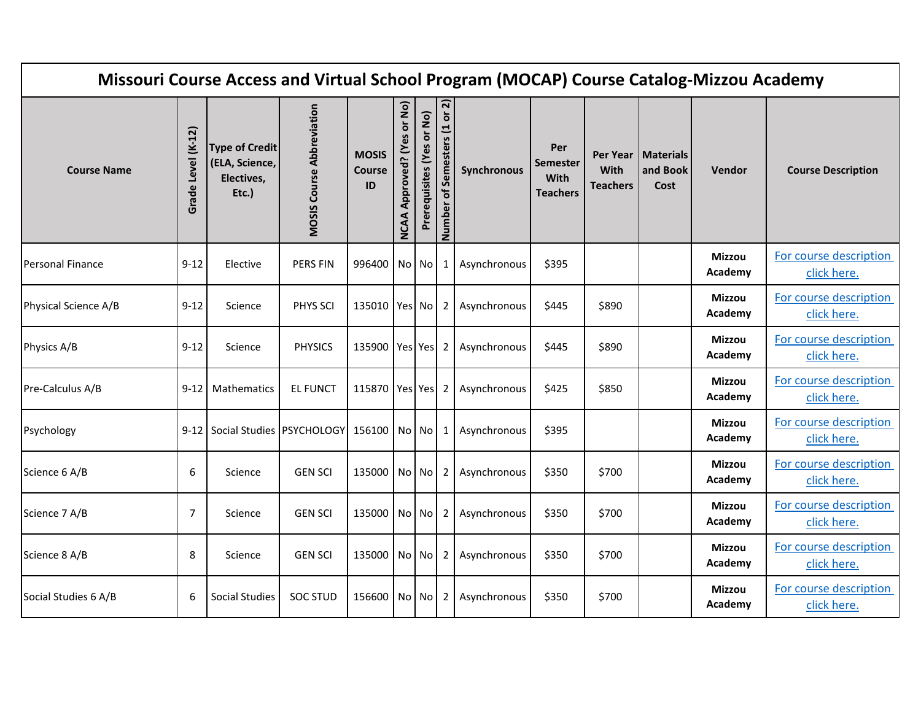| Missouri Course Access and Virtual School Program (MOCAP) Course Catalog-Mizzou Academy | | | | | | | | | | | | | |
|---|---|---|---|---|---|---|---|---|---|---|---|---|---|
| **Course Name** | **Grade Level (K-12)** | **Type of Credit (ELA, Science, Electives, Etc.)** | **MOSIS Course Abbreviation** | **MOSIS Course ID** | **NCAA Approved? (Yes or No)** | **Prerequisites (Yes or No)** | **Number of Semesters (1 or 2)** | **Synchronous** | **Per Semester With Teachers** | **Per Year With Teachers** | **Materials and Book Cost** | **Vendor** | **Course Description** |
| Personal Finance | 9-12 | Elective | PERS FIN | 996400 | No | No | 1 | Asynchronous | $395 | | | **Mizzou Academy** | For course description click here. |
| Physical Science A/B | 9-12 | Science | PHYS SCI | 135010 | Yes | No | 2 | Asynchronous | $445 | $890 | | **Mizzou Academy** | For course description click here. |
| Physics A/B | 9-12 | Science | PHYSICS | 135900 | Yes | Yes | 2 | Asynchronous | $445 | $890 | | **Mizzou Academy** | For course description click here. |
| Pre-Calculus A/B | 9-12 | Mathematics | EL FUNCT | 115870 | Yes | Yes | 2 | Asynchronous | $425 | $850 | | **Mizzou Academy** | For course description click here. |
| Psychology | 9-12 | Social Studies | PSYCHOLOGY | 156100 | No | No | 1 | Asynchronous | $395 | | | **Mizzou Academy** | For course description click here. |
| Science 6 A/B | 6 | Science | GEN SCI | 135000 | No | No | 2 | Asynchronous | $350 | $700 | | **Mizzou Academy** | For course description click here. |
| Science 7 A/B | 7 | Science | GEN SCI | 135000 | No | No | 2 | Asynchronous | $350 | $700 | | **Mizzou Academy** | For course description click here. |
| Science 8 A/B | 8 | Science | GEN SCI | 135000 | No | No | 2 | Asynchronous | $350 | $700 | | **Mizzou Academy** | For course description click here. |
| Social Studies 6 A/B | 6 | Social Studies | SOC STUD | 156600 | No | No | 2 | Asynchronous | $350 | $700 | | **Mizzou Academy** | For course description click here. |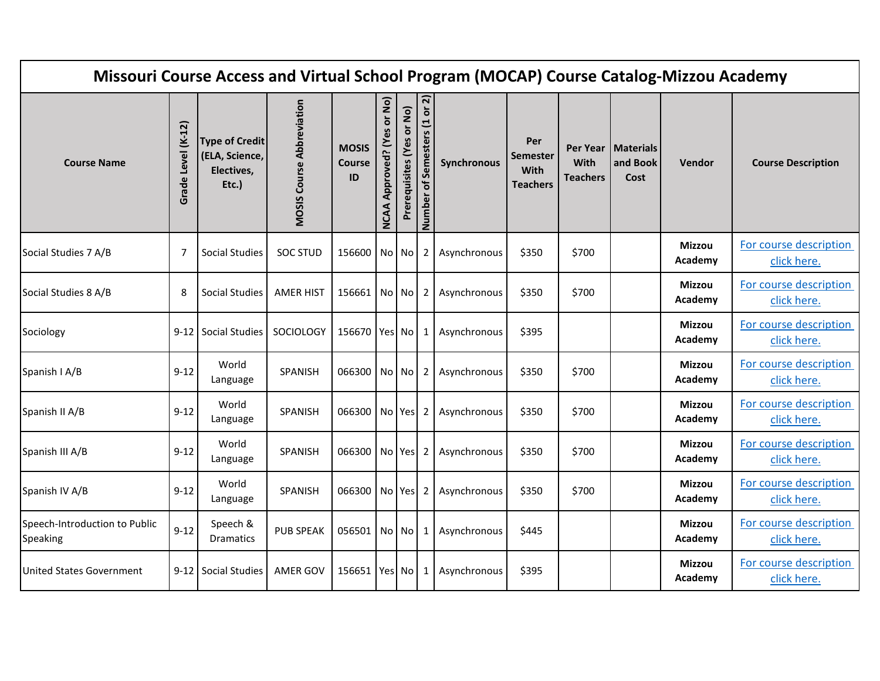| Missouri Course Access and Virtual School Program (MOCAP) Course Catalog-Mizzou Academy | | | | | | | | | | | | | |
|---|---|---|---|---|---|---|---|---|---|---|---|---|---|
| **Course Name** | **Grade Level (K-12)** | **Type of Credit (ELA, Science, Electives, Etc.)** | **MOSIS Course Abbreviation** | **MOSIS Course ID** | **NCAA Approved? (Yes or No)** | **Prerequisites (Yes or No)** | **Number of Semesters (1 or 2)** | **Synchronous** | **Per Semester With Teachers** | **Per Year With Teachers** | **Materials and Book Cost** | **Vendor** | **Course Description** |
| Social Studies 7 A/B | 7 | Social Studies | SOC STUD | 156600 | No | No | 2 | Asynchronous | $350 | $700 | | **Mizzou Academy** | For course description click here. |
| Social Studies 8 A/B | 8 | Social Studies | AMER HIST | 156661 | No | No | 2 | Asynchronous | $350 | $700 | | **Mizzou Academy** | For course description click here. |
| Sociology | 9-12 | Social Studies | SOCIOLOGY | 156670 | Yes | No | 1 | Asynchronous | $395 | | | **Mizzou Academy** | For course description click here. |
| Spanish I A/B | 9-12 | World Language | SPANISH | 066300 | No | No | 2 | Asynchronous | $350 | $700 | | **Mizzou Academy** | For course description click here. |
| Spanish II A/B | 9-12 | World Language | SPANISH | 066300 | No | Yes | 2 | Asynchronous | $350 | $700 | | **Mizzou Academy** | For course description click here. |
| Spanish III A/B | 9-12 | World Language | SPANISH | 066300 | No | Yes | 2 | Asynchronous | $350 | $700 | | **Mizzou Academy** | For course description click here. |
| Spanish IV A/B | 9-12 | World Language | SPANISH | 066300 | No | Yes | 2 | Asynchronous | $350 | $700 | | **Mizzou Academy** | For course description click here. |
| Speech-Introduction to Public Speaking | 9-12 | Speech & Dramatics | PUB SPEAK | 056501 | No | No | 1 | Asynchronous | $445 | | | **Mizzou Academy** | For course description click here. |
| United States Government | 9-12 | Social Studies | AMER GOV | 156651 | Yes | No | 1 | Asynchronous | $395 | | | **Mizzou Academy** | For course description click here. |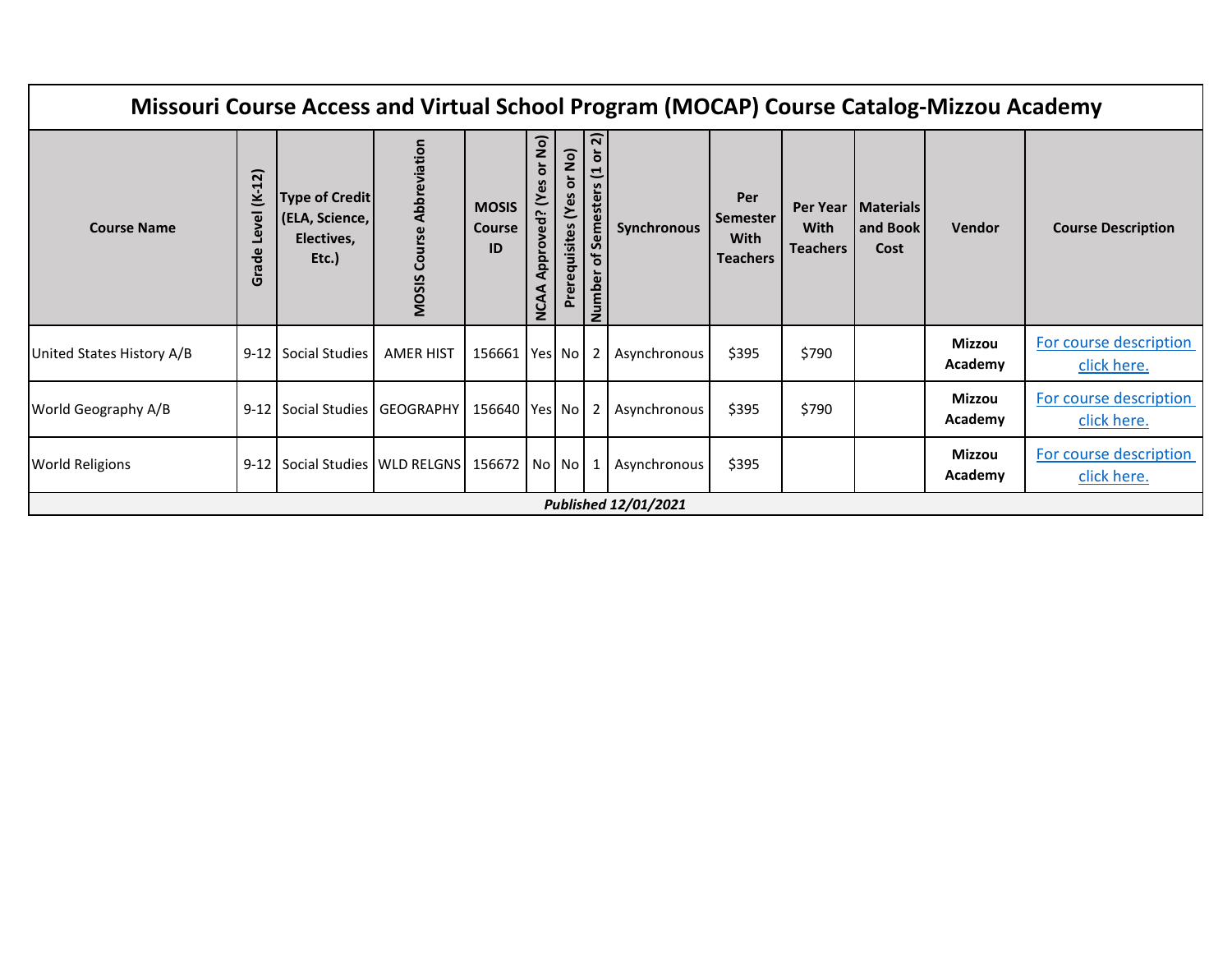# Missouri Course Access and Virtual School Program (MOCAP) Course Catalog-Mizzou Academy

| Course Name | Grade Level (K-12) | Type of Credit (ELA, Science, Electives, Etc.) | MOSIS Course Abbreviation | MOSIS Course ID | NCAA Approved? (Yes or No) | Prerequisites (Yes or No) | Number of Semesters (1 or 2) | Synchronous | Per Semester With Teachers | Per Year With Teachers | Materials and Book Cost | Vendor | Course Description |
|---|---|---|---|---|---|---|---|---|---|---|---|---|---|
| United States History A/B | 9-12 | Social Studies | AMER HIST | 156661 | Yes | No | 2 | Asynchronous | $395 | $790 | | **Mizzou Academy** | For course description click here. |
| World Geography A/B | 9-12 | Social Studies | GEOGRAPHY | 156640 | Yes | No | 2 | Asynchronous | $395 | $790 | | **Mizzou Academy** | For course description click here. |
| World Religions | 9-12 | Social Studies | WLD RELGNS | 156672 | No | No | 1 | Asynchronous | $395 | | | **Mizzou Academy** | For course description click here. |

***Published 12/01/2021***